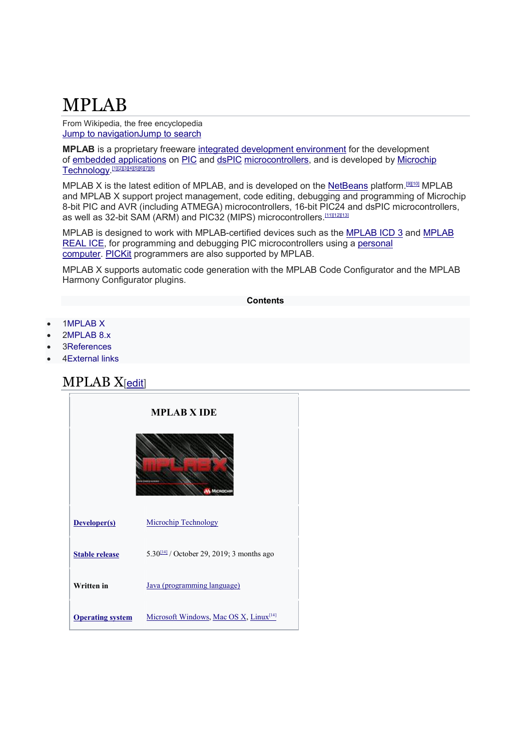# MPLAB

From Wikipedia, the free encyclopedia
Jump to navigationJump to search

**MPLAB** is a proprietary freeware integrated development environment for the development of embedded applications on PIC and dsPIC microcontrollers, and is developed by Microchip Technology.[1][2][3][4][5][6][7][8]

MPLAB X is the latest edition of MPLAB, and is developed on the NetBeans platform.[9][10] MPLAB and MPLAB X support project management, code editing, debugging and programming of Microchip 8-bit PIC and AVR (including ATMEGA) microcontrollers, 16-bit PIC24 and dsPIC microcontrollers, as well as 32-bit SAM (ARM) and PIC32 (MIPS) microcontrollers.[11][12][13]

MPLAB is designed to work with MPLAB-certified devices such as the MPLAB ICD 3 and MPLAB REAL ICE, for programming and debugging PIC microcontrollers using a personal computer. PICKit programmers are also supported by MPLAB.

MPLAB X supports automatic code generation with the MPLAB Code Configurator and the MPLAB Harmony Configurator plugins.

**Contents**

- 1MPLAB X
- 2MPLAB 8.x
- 3References
- 4External links

## MPLAB X[edit]

| **MPLAB X IDE** | |
|---|---|
| **Developer(s)** | Microchip Technology |
| **Stable release** | 5.30[14] / October 29, 2019; 3 months ago |
| **Written in** | Java (programming language) |
| **Operating system** | Microsoft Windows, Mac OS X, Linux[14] |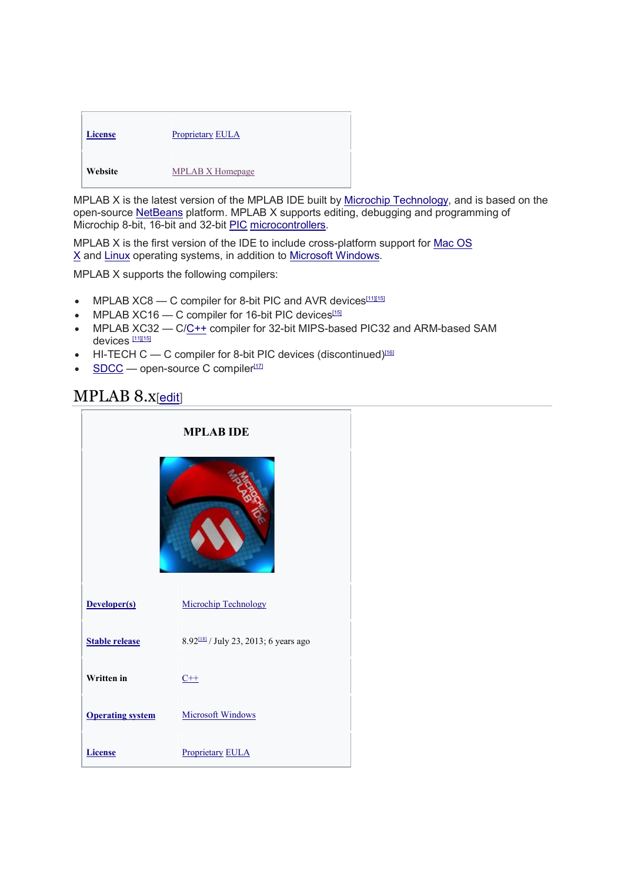| | |
|---|---|
| License | Proprietary EULA |
| Website | MPLAB X Homepage |

MPLAB X is the latest version of the MPLAB IDE built by Microchip Technology, and is based on the open-source NetBeans platform. MPLAB X supports editing, debugging and programming of Microchip 8-bit, 16-bit and 32-bit PIC microcontrollers.

MPLAB X is the first version of the IDE to include cross-platform support for Mac OS X and Linux operating systems, in addition to Microsoft Windows.

MPLAB X supports the following compilers:

- MPLAB XC8 — C compiler for 8-bit PIC and AVR devices[11][15]
- MPLAB XC16 — C compiler for 16-bit PIC devices[15]
- MPLAB XC32 — C/C++ compiler for 32-bit MIPS-based PIC32 and ARM-based SAM devices [11][15]
- HI-TECH C — C compiler for 8-bit PIC devices (discontinued)[16]
- SDCC — open-source C compiler[17]

# MPLAB 8.x[edit]

| MPLAB IDE | |
|---|---|
| Developer(s) | Microchip Technology |
| Stable release | 8.92[18] / July 23, 2013; 6 years ago |
| Written in | C++ |
| Operating system | Microsoft Windows |
| License | Proprietary EULA |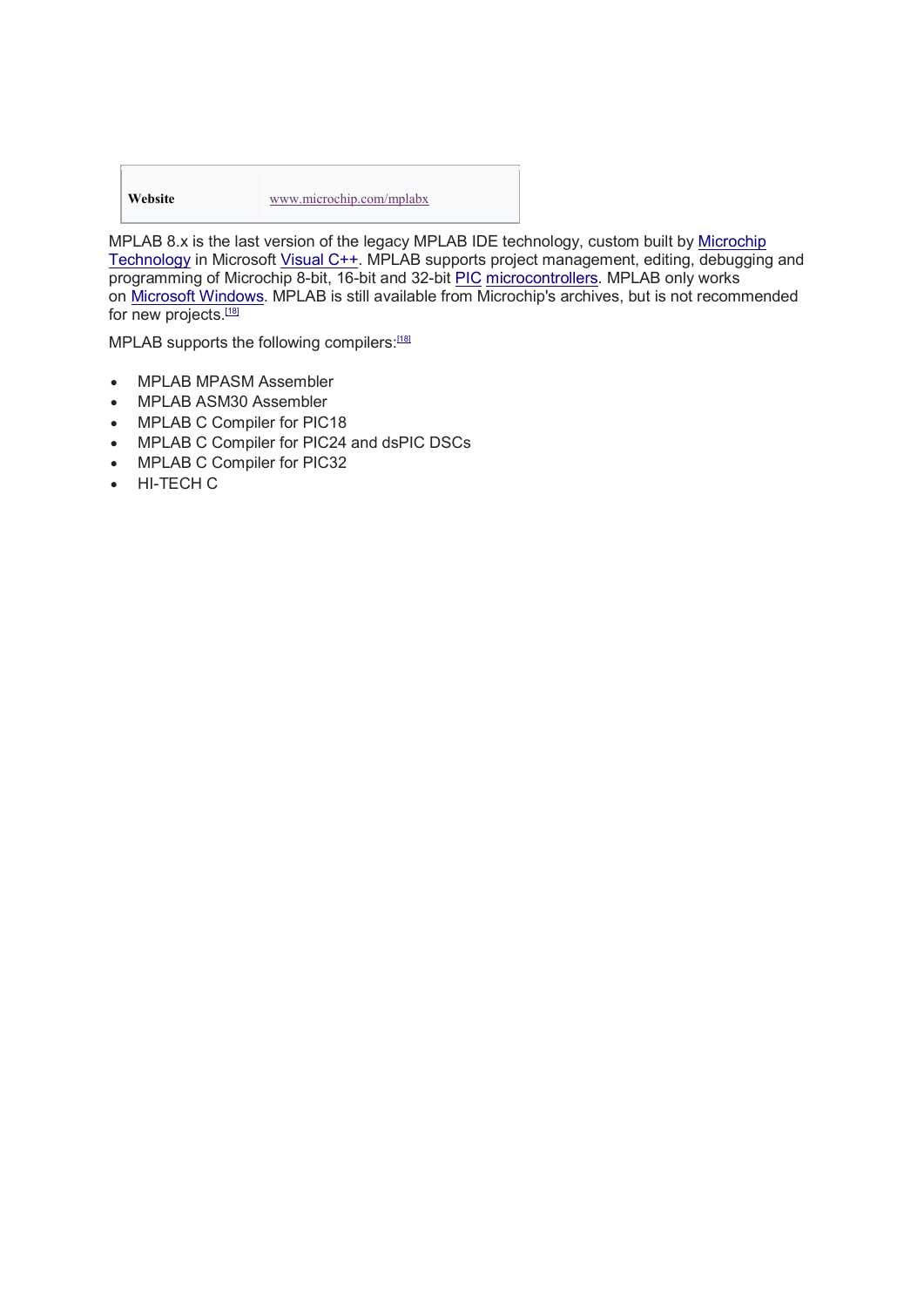| | |
|---|---|
| **Website** | www.microchip.com/mplabx |

MPLAB 8.x is the last version of the legacy MPLAB IDE technology, custom built by Microchip Technology in Microsoft Visual C++. MPLAB supports project management, editing, debugging and programming of Microchip 8-bit, 16-bit and 32-bit PIC microcontrollers. MPLAB only works on Microsoft Windows. MPLAB is still available from Microchip's archives, but is not recommended for new projects.[18]

MPLAB supports the following compilers:[18]

- MPLAB MPASM Assembler
- MPLAB ASM30 Assembler
- MPLAB C Compiler for PIC18
- MPLAB C Compiler for PIC24 and dsPIC DSCs
- MPLAB C Compiler for PIC32
- HI-TECH C